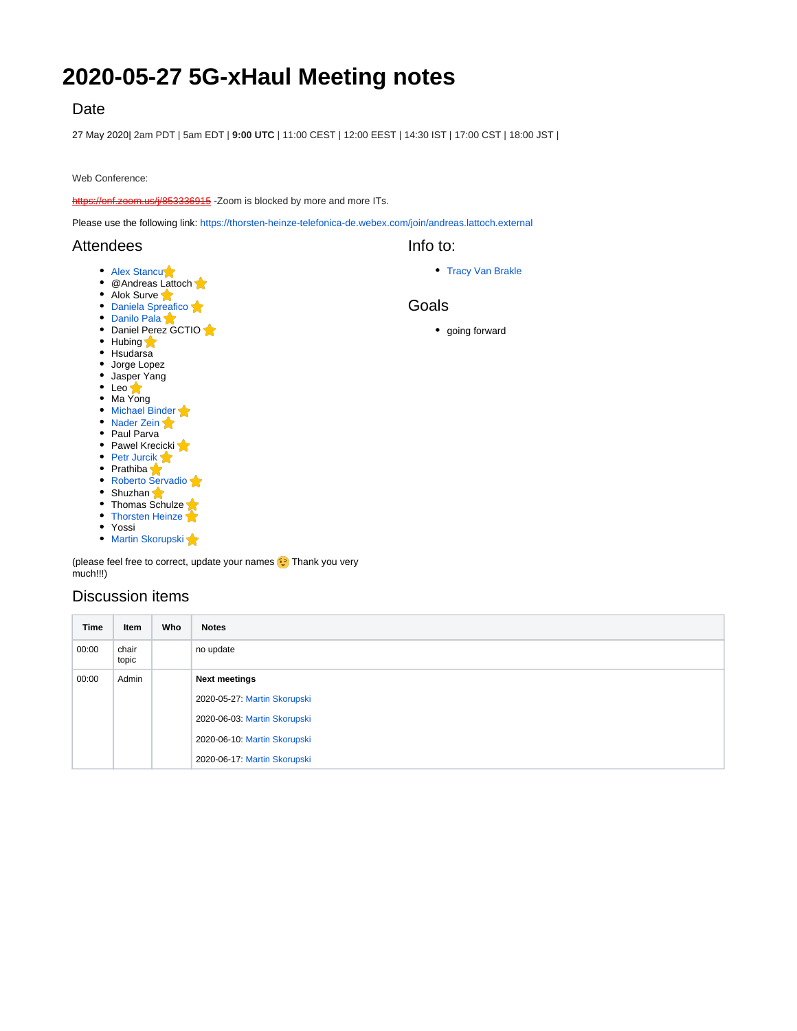# 2020-05-27 5G-xHaul Meeting notes

## Date

27 May 2020| 2am PDT | 5am EDT | **9:00 UTC** | 11:00 CEST | 12:00 EEST | 14:30 IST | 17:00 CST | 18:00 JST |

Web Conference:

~~https://onf.zoom.us/j/853336915~~ -Zoom is blocked by more and more ITs.

Please use the following link: https://thorsten-heinze-telefonica-de.webex.com/join/andreas.lattoch.external

## Attendees

- Alex Stancu ⭐
- @Andreas Lattoch ⭐
- Alok Surve ⭐
- Daniela Spreafico ⭐
- Danilo Pala ⭐
- Daniel Perez GCTIO ⭐
- Hubing ⭐
- Hsudarsa
- Jorge Lopez
- Jasper Yang
- Leo ⭐
- Ma Yong
- Michael Binder ⭐
- Nader Zein ⭐
- Paul Parva
- Pawel Krecicki ⭐
- Petr Jurcik ⭐
- Prathiba ⭐
- Roberto Servadio ⭐
- Shuzhan ⭐
- Thomas Schulze ⭐
- Thorsten Heinze ⭐
- Yossi
- Martin Skorupski ⭐

(please feel free to correct, update your names 😉 Thank you very much!!!)

## Info to:

- Tracy Van Brakle

## Goals

- going forward

## Discussion items

| Time | Item | Who | Notes |
|---|---|---|---|
| 00:00 | chair topic | | no update |
| 00:00 | Admin | | **Next meetings**<br>2020-05-27: Martin Skorupski<br>2020-06-03: Martin Skorupski<br>2020-06-10: Martin Skorupski<br>2020-06-17: Martin Skorupski |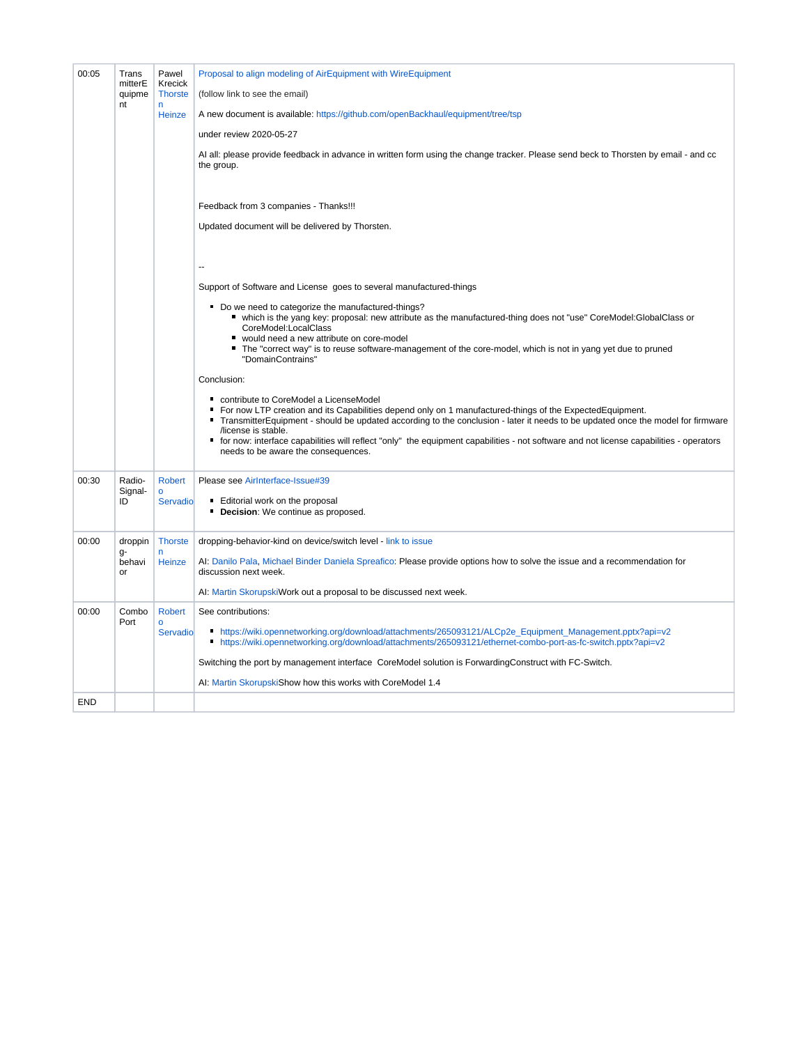| | | | |
|---|---|---|---|
| 00:05 | TransmitterEquipment | Pawel Krecick Thorsten Heinze | Proposal to align modeling of AirEquipment with WireEquipment<br><br>(follow link to see the email)<br><br>A new document is available: https://github.com/openBackhaul/equipment/tree/tsp<br><br>under review 2020-05-27<br><br>AI all: please provide feedback in advance in written form using the change tracker. Please send beck to Thorsten by email - and cc the group.<br><br>Feedback from 3 companies - Thanks!!!<br><br>Updated document will be delivered by Thorsten.<br><br>--<br><br>Support of Software and License goes to several manufactured-things<br><br>- Do we need to categorize the manufactured-things?<br>  - which is the yang key: proposal: new attribute as the manufactured-thing does not "use" CoreModel:GlobalClass or CoreModel:LocalClass<br>  - would need a new attribute on core-model<br>  - The "correct way" is to reuse software-management of the core-model, which is not in yang yet due to pruned "DomainContrains"<br><br>Conclusion:<br><br>- contribute to CoreModel a LicenseModel<br>- For now LTP creation and its Capabilities depend only on 1 manufactured-things of the ExpectedEquipment.<br>- TransmitterEquipment - should be updated according to the conclusion - later it needs to be updated once the model for firmware /license is stable.<br>- for now: interface capabilities will reflect "only" the equipment capabilities - not software and not license capabilities - operators needs to be aware the consequences. |
| 00:30 | Radio-Signal-ID | Roberto Servadio | Please see AirInterface-Issue#39<br><br>- Editorial work on the proposal<br>- **Decision**: We continue as proposed. |
| 00:00 | dropping-behavior | Thorsten Heinze | dropping-behavior-kind on device/switch level - link to issue<br><br>AI: Danilo Pala, Michael Binder Daniela Spreafico: Please provide options how to solve the issue and a recommendation for discussion next week.<br><br>AI: Martin SkorupskiWork out a proposal to be discussed next week. |
| 00:00 | Combo Port | Roberto Servadio | See contributions:<br><br>- https://wiki.opennetworking.org/download/attachments/265093121/ALCp2e_Equipment_Management.pptx?api=v2<br>- https://wiki.opennetworking.org/download/attachments/265093121/ethernet-combo-port-as-fc-switch.pptx?api=v2<br><br>Switching the port by management interface CoreModel solution is ForwardingConstruct with FC-Switch.<br><br>AI: Martin SkorupskiShow how this works with CoreModel 1.4 |
| END | | | |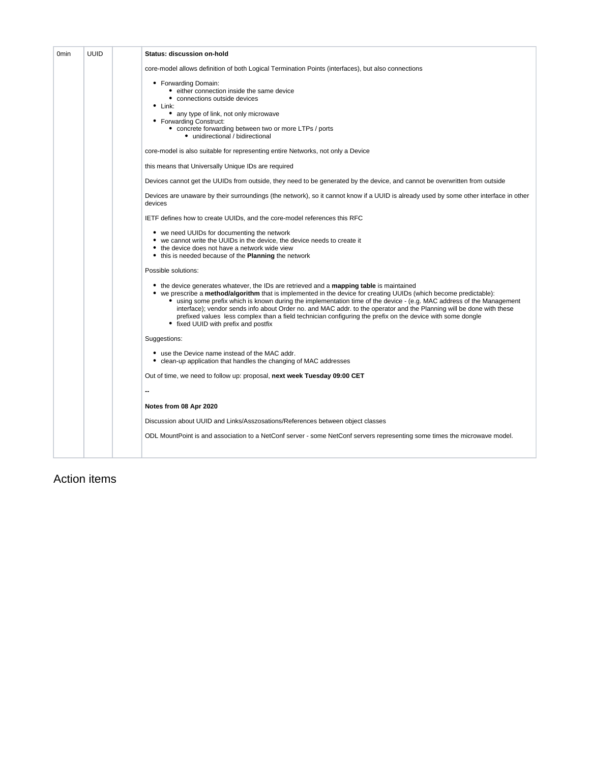| | | | |
|---|---|---|---|
| 0min | UUID | | **Status: discussion on-hold**<br><br>core-model allows definition of both Logical Termination Points (interfaces), but also connections<br><br>• Forwarding Domain:<br>&nbsp;&nbsp;&nbsp;&nbsp;• either connection inside the same device<br>&nbsp;&nbsp;&nbsp;&nbsp;• connections outside devices<br>• Link:<br>&nbsp;&nbsp;&nbsp;&nbsp;• any type of link, not only microwave<br>• Forwarding Construct:<br>&nbsp;&nbsp;&nbsp;&nbsp;• concrete forwarding between two or more LTPs / ports<br>&nbsp;&nbsp;&nbsp;&nbsp;&nbsp;&nbsp;&nbsp;&nbsp;• unidirectional / bidirectional<br><br>core-model is also suitable for representing entire Networks, not only a Device<br><br>this means that Universally Unique IDs are required<br><br>Devices cannot get the UUIDs from outside, they need to be generated by the device, and cannot be overwritten from outside<br><br>Devices are unaware by their surroundings (the network), so it cannot know if a UUID is already used by some other interface in other devices<br><br>IETF defines how to create UUIDs, and the core-model references this RFC<br><br>• we need UUIDs for documenting the network<br>• we cannot write the UUIDs in the device, the device needs to create it<br>• the device does not have a network wide view<br>• this is needed because of the **Planning** the network<br><br>Possible solutions:<br><br>• the device generates whatever, the IDs are retrieved and a **mapping table** is maintained<br>• we prescribe a **method/algorithm** that is implemented in the device for creating UUIDs (which become predictable):<br>&nbsp;&nbsp;&nbsp;&nbsp;• using some prefix which is known during the implementation time of the device - (e.g. MAC address of the Management interface); vendor sends info about Order no. and MAC addr. to the operator and the Planning will be done with these prefixed values less complex than a field technician configuring the prefix on the device with some dongle<br>&nbsp;&nbsp;&nbsp;&nbsp;• fixed UUID with prefix and postfix<br><br>Suggestions:<br><br>• use the Device name instead of the MAC addr.<br>• clean-up application that handles the changing of MAC addresses<br><br>Out of time, we need to follow up: proposal, **next week Tuesday 09:00 CET**<br><br>--<br><br>**Notes from 08 Apr 2020**<br><br>Discussion about UUID and Links/Asszosations/References between object classes<br><br>ODL MountPoint is and association to a NetConf server - some NetConf servers representing some times the microwave model. |

## Action items